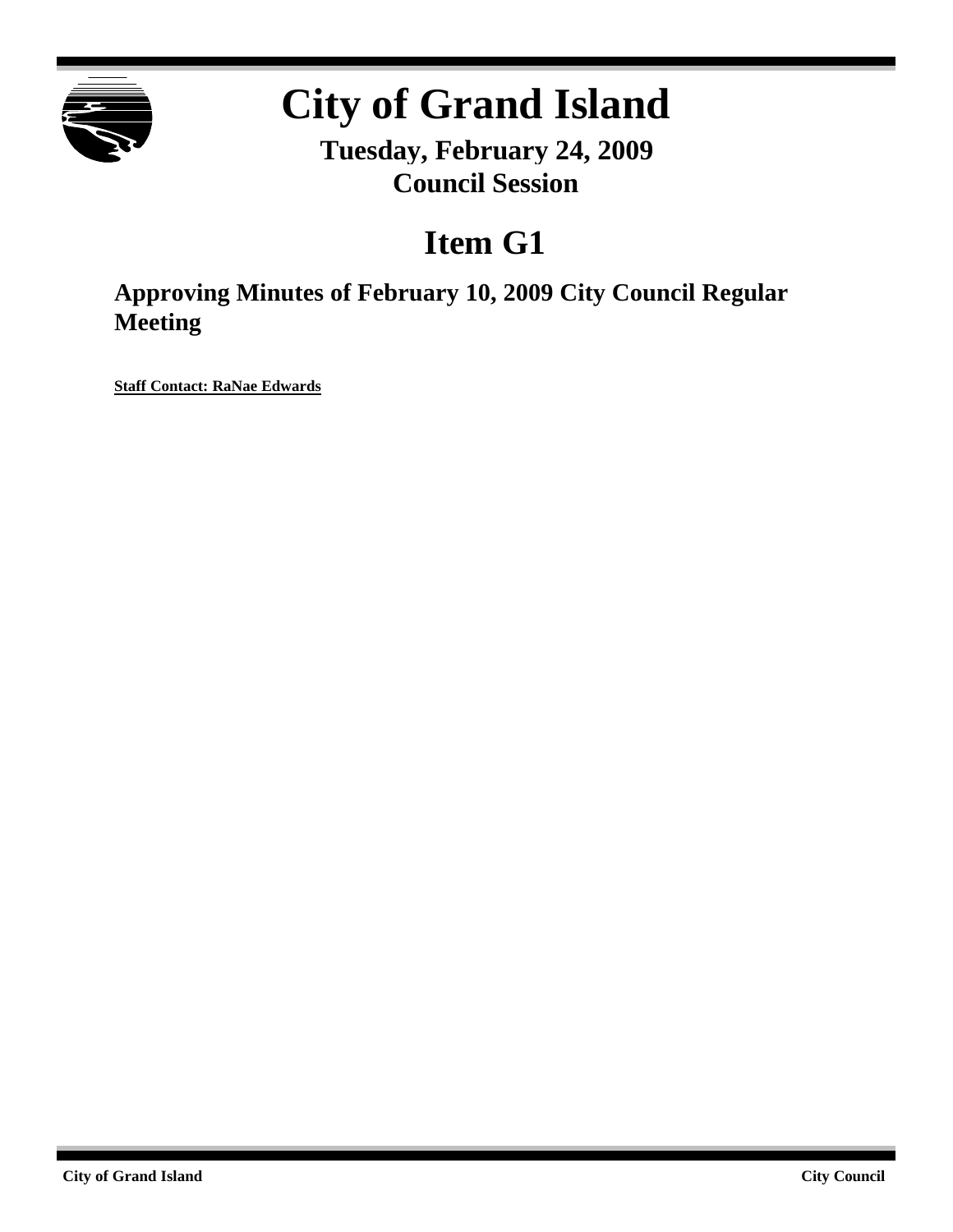# City of Grand Island

**Tuesday, February 24, 2009**
**Council Session**

## Item G1

### Approving Minutes of February 10, 2009 City Council Regular Meeting

**Staff Contact: RaNae Edwards**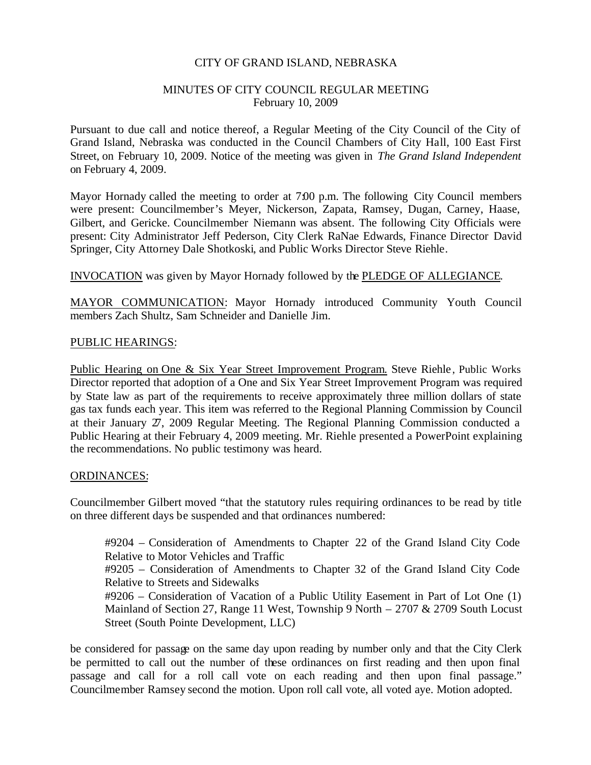CITY OF GRAND ISLAND, NEBRASKA

MINUTES OF CITY COUNCIL REGULAR MEETING
February 10, 2009

Pursuant to due call and notice thereof, a Regular Meeting of the City Council of the City of Grand Island, Nebraska was conducted in the Council Chambers of City Hall, 100 East First Street, on February 10, 2009. Notice of the meeting was given in *The Grand Island Independent* on February 4, 2009.

Mayor Hornady called the meeting to order at 7:00 p.m. The following City Council members were present: Councilmember's Meyer, Nickerson, Zapata, Ramsey, Dugan, Carney, Haase, Gilbert, and Gericke. Councilmember Niemann was absent. The following City Officials were present: City Administrator Jeff Pederson, City Clerk RaNae Edwards, Finance Director David Springer, City Attorney Dale Shotkoski, and Public Works Director Steve Riehle.

INVOCATION was given by Mayor Hornady followed by the PLEDGE OF ALLEGIANCE.

MAYOR COMMUNICATION: Mayor Hornady introduced Community Youth Council members Zach Shultz, Sam Schneider and Danielle Jim.

PUBLIC HEARINGS:

Public Hearing on One & Six Year Street Improvement Program. Steve Riehle, Public Works Director reported that adoption of a One and Six Year Street Improvement Program was required by State law as part of the requirements to receive approximately three million dollars of state gas tax funds each year. This item was referred to the Regional Planning Commission by Council at their January 27, 2009 Regular Meeting. The Regional Planning Commission conducted a Public Hearing at their February 4, 2009 meeting. Mr. Riehle presented a PowerPoint explaining the recommendations. No public testimony was heard.

ORDINANCES:

Councilmember Gilbert moved "that the statutory rules requiring ordinances to be read by title on three different days be suspended and that ordinances numbered:

> #9204 – Consideration of Amendments to Chapter 22 of the Grand Island City Code Relative to Motor Vehicles and Traffic
> #9205 – Consideration of Amendments to Chapter 32 of the Grand Island City Code Relative to Streets and Sidewalks
> #9206 – Consideration of Vacation of a Public Utility Easement in Part of Lot One (1) Mainland of Section 27, Range 11 West, Township 9 North – 2707 & 2709 South Locust Street (South Pointe Development, LLC)

be considered for passage on the same day upon reading by number only and that the City Clerk be permitted to call out the number of these ordinances on first reading and then upon final passage and call for a roll call vote on each reading and then upon final passage." Councilmember Ramsey second the motion. Upon roll call vote, all voted aye. Motion adopted.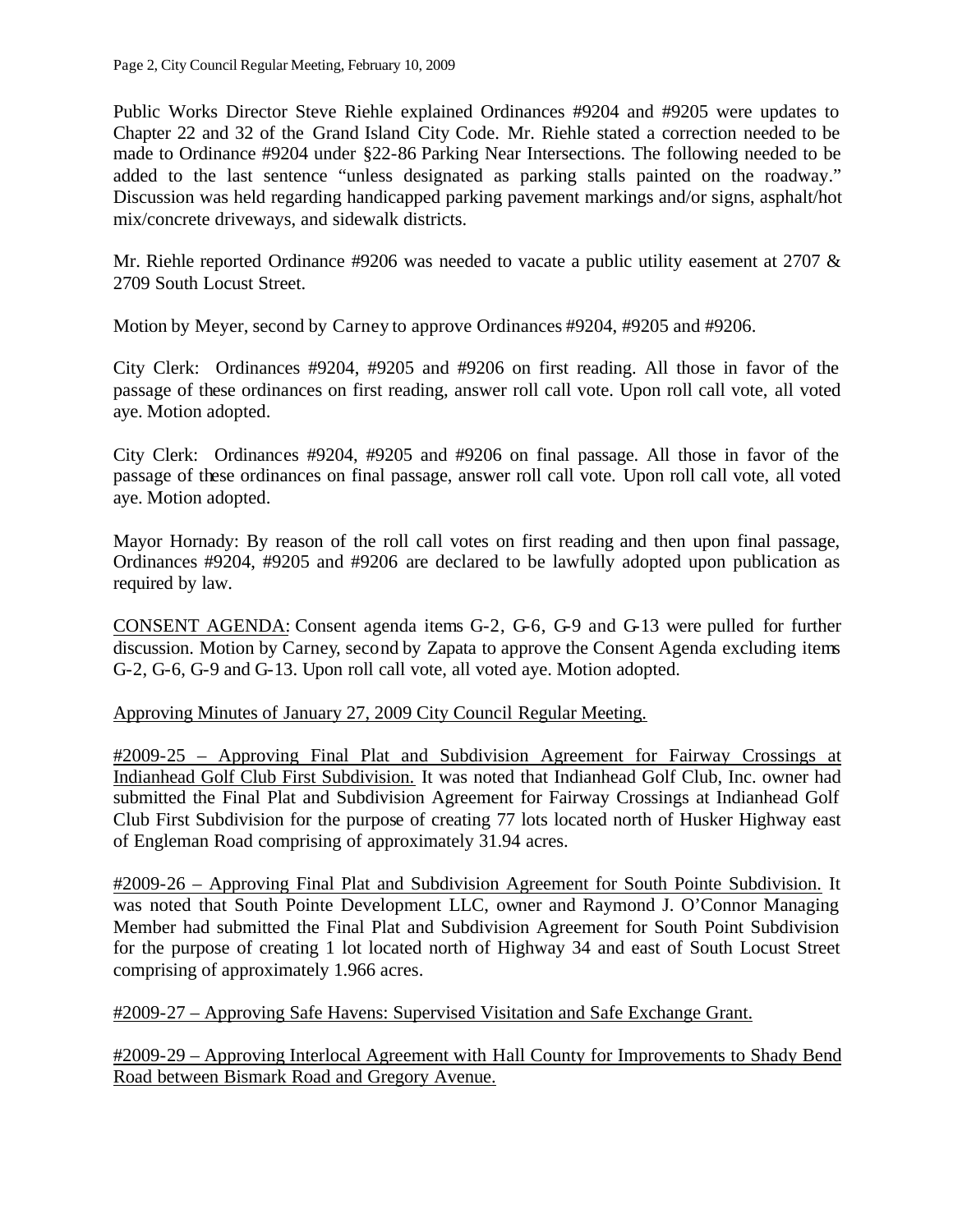Public Works Director Steve Riehle explained Ordinances #9204 and #9205 were updates to Chapter 22 and 32 of the Grand Island City Code. Mr. Riehle stated a correction needed to be made to Ordinance #9204 under §22-86 Parking Near Intersections. The following needed to be added to the last sentence "unless designated as parking stalls painted on the roadway." Discussion was held regarding handicapped parking pavement markings and/or signs, asphalt/hot mix/concrete driveways, and sidewalk districts.

Mr. Riehle reported Ordinance #9206 was needed to vacate a public utility easement at 2707 & 2709 South Locust Street.

Motion by Meyer, second by Carney to approve Ordinances #9204, #9205 and #9206.

City Clerk: Ordinances #9204, #9205 and #9206 on first reading. All those in favor of the passage of these ordinances on first reading, answer roll call vote. Upon roll call vote, all voted aye. Motion adopted.

City Clerk: Ordinances #9204, #9205 and #9206 on final passage. All those in favor of the passage of these ordinances on final passage, answer roll call vote. Upon roll call vote, all voted aye. Motion adopted.

Mayor Hornady: By reason of the roll call votes on first reading and then upon final passage, Ordinances #9204, #9205 and #9206 are declared to be lawfully adopted upon publication as required by law.

<u>CONSENT AGENDA:</u> Consent agenda items G-2, G-6, G-9 and G-13 were pulled for further discussion. Motion by Carney, second by Zapata to approve the Consent Agenda excluding items G-2, G-6, G-9 and G-13. Upon roll call vote, all voted aye. Motion adopted.

<u>Approving Minutes of January 27, 2009 City Council Regular Meeting.</u>

<u>#2009-25 – Approving Final Plat and Subdivision Agreement for Fairway Crossings at Indianhead Golf Club First Subdivision.</u> It was noted that Indianhead Golf Club, Inc. owner had submitted the Final Plat and Subdivision Agreement for Fairway Crossings at Indianhead Golf Club First Subdivision for the purpose of creating 77 lots located north of Husker Highway east of Engleman Road comprising of approximately 31.94 acres.

<u>#2009-26 – Approving Final Plat and Subdivision Agreement for South Pointe Subdivision.</u> It was noted that South Pointe Development LLC, owner and Raymond J. O'Connor Managing Member had submitted the Final Plat and Subdivision Agreement for South Point Subdivision for the purpose of creating 1 lot located north of Highway 34 and east of South Locust Street comprising of approximately 1.966 acres.

<u>#2009-27 – Approving Safe Havens: Supervised Visitation and Safe Exchange Grant.</u>

<u>#2009-29 – Approving Interlocal Agreement with Hall County for Improvements to Shady Bend Road between Bismark Road and Gregory Avenue.</u>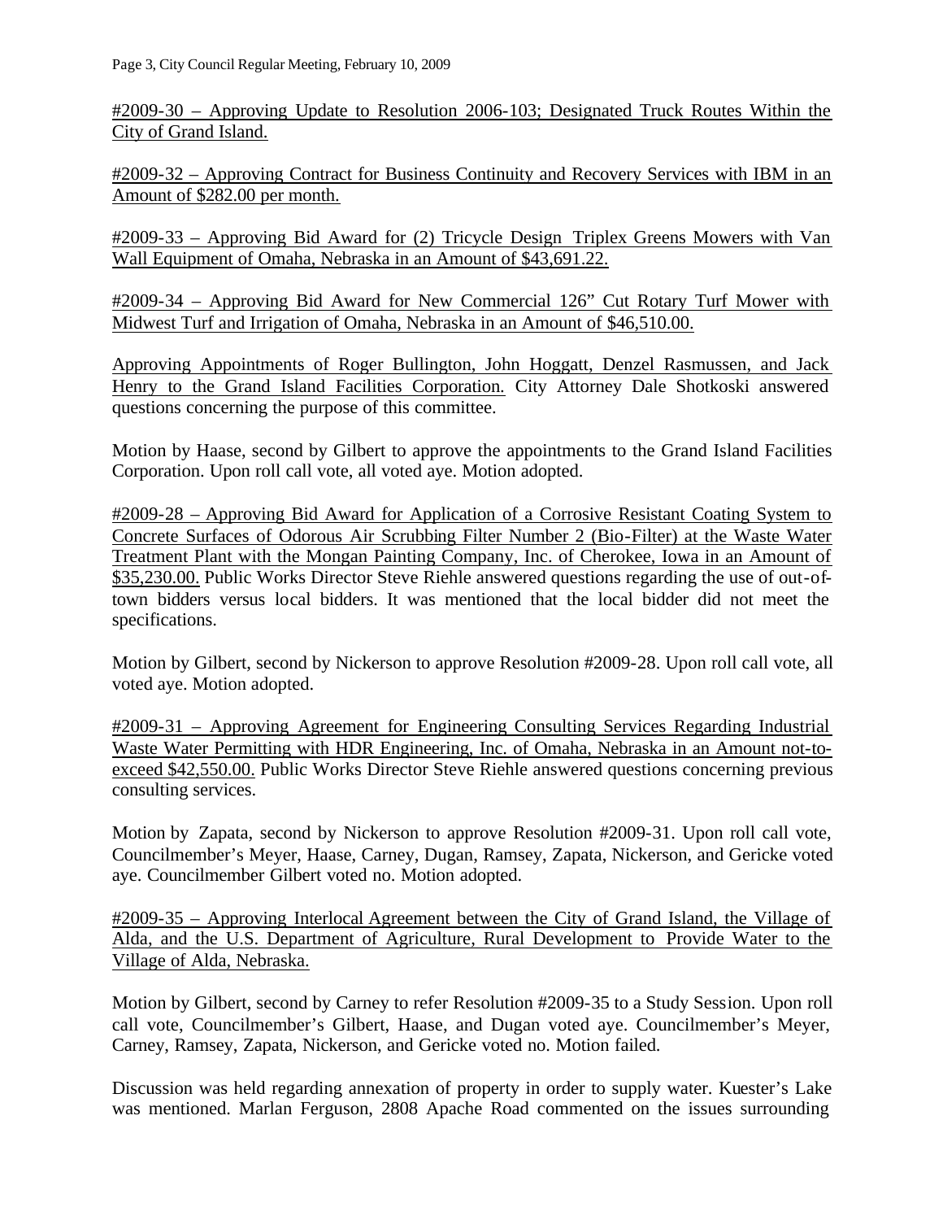#2009-30 – Approving Update to Resolution 2006-103; Designated Truck Routes Within the City of Grand Island.

#2009-32 – Approving Contract for Business Continuity and Recovery Services with IBM in an Amount of $282.00 per month.

#2009-33 – Approving Bid Award for (2) Tricycle Design Triplex Greens Mowers with Van Wall Equipment of Omaha, Nebraska in an Amount of $43,691.22.

#2009-34 – Approving Bid Award for New Commercial 126" Cut Rotary Turf Mower with Midwest Turf and Irrigation of Omaha, Nebraska in an Amount of $46,510.00.

Approving Appointments of Roger Bullington, John Hoggatt, Denzel Rasmussen, and Jack Henry to the Grand Island Facilities Corporation. City Attorney Dale Shotkoski answered questions concerning the purpose of this committee.

Motion by Haase, second by Gilbert to approve the appointments to the Grand Island Facilities Corporation. Upon roll call vote, all voted aye. Motion adopted.

#2009-28 – Approving Bid Award for Application of a Corrosive Resistant Coating System to Concrete Surfaces of Odorous Air Scrubbing Filter Number 2 (Bio-Filter) at the Waste Water Treatment Plant with the Mongan Painting Company, Inc. of Cherokee, Iowa in an Amount of $35,230.00. Public Works Director Steve Riehle answered questions regarding the use of out-of-town bidders versus local bidders. It was mentioned that the local bidder did not meet the specifications.

Motion by Gilbert, second by Nickerson to approve Resolution #2009-28. Upon roll call vote, all voted aye. Motion adopted.

#2009-31 – Approving Agreement for Engineering Consulting Services Regarding Industrial Waste Water Permitting with HDR Engineering, Inc. of Omaha, Nebraska in an Amount not-to-exceed $42,550.00. Public Works Director Steve Riehle answered questions concerning previous consulting services.

Motion by Zapata, second by Nickerson to approve Resolution #2009-31. Upon roll call vote, Councilmember's Meyer, Haase, Carney, Dugan, Ramsey, Zapata, Nickerson, and Gericke voted aye. Councilmember Gilbert voted no. Motion adopted.

#2009-35 – Approving Interlocal Agreement between the City of Grand Island, the Village of Alda, and the U.S. Department of Agriculture, Rural Development to Provide Water to the Village of Alda, Nebraska.

Motion by Gilbert, second by Carney to refer Resolution #2009-35 to a Study Session. Upon roll call vote, Councilmember's Gilbert, Haase, and Dugan voted aye. Councilmember's Meyer, Carney, Ramsey, Zapata, Nickerson, and Gericke voted no. Motion failed.

Discussion was held regarding annexation of property in order to supply water. Kuester's Lake was mentioned. Marlan Ferguson, 2808 Apache Road commented on the issues surrounding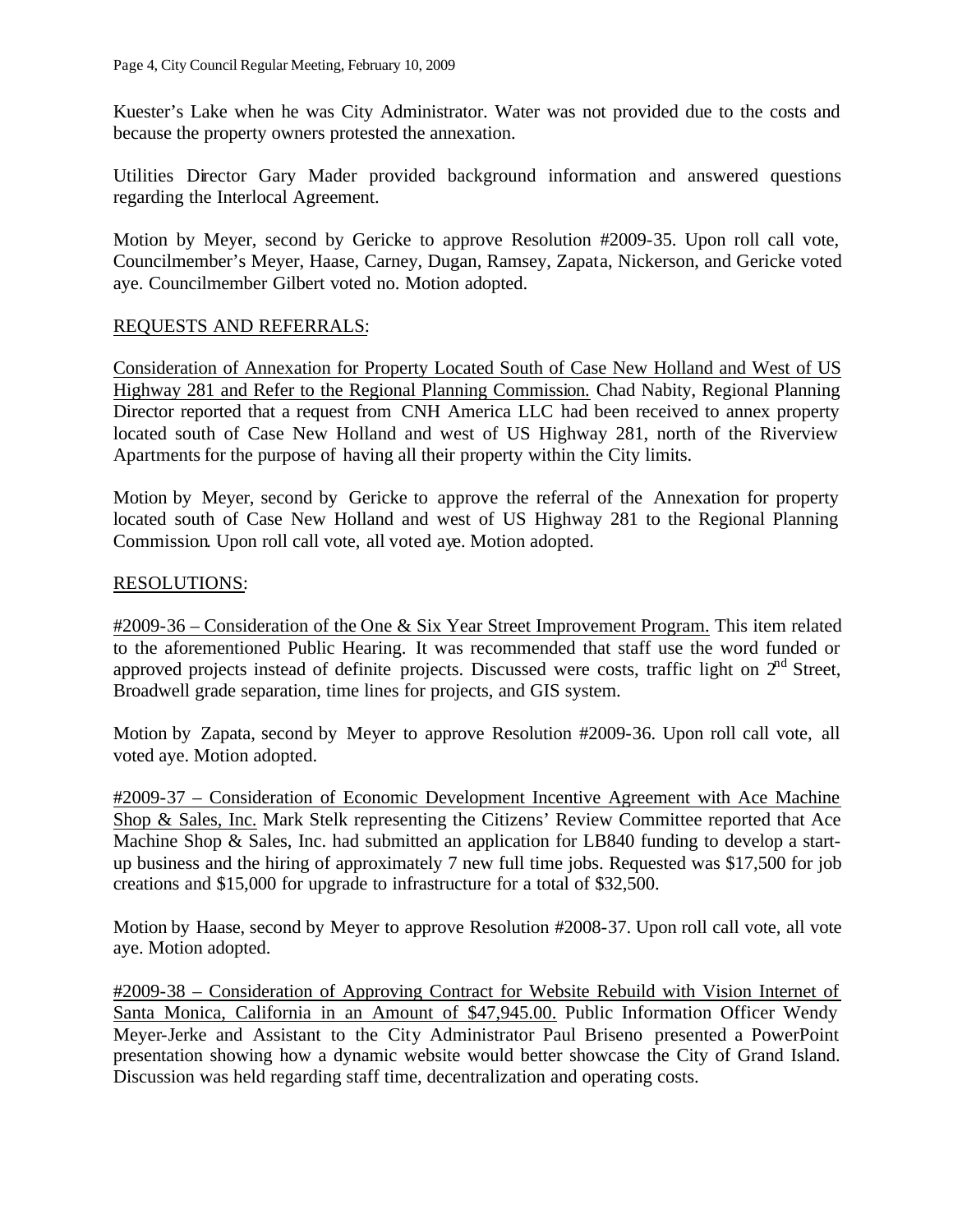Kuester's Lake when he was City Administrator. Water was not provided due to the costs and because the property owners protested the annexation.

Utilities Director Gary Mader provided background information and answered questions regarding the Interlocal Agreement.

Motion by Meyer, second by Gericke to approve Resolution #2009-35. Upon roll call vote, Councilmember's Meyer, Haase, Carney, Dugan, Ramsey, Zapata, Nickerson, and Gericke voted aye. Councilmember Gilbert voted no. Motion adopted.

## REQUESTS AND REFERRALS:

Consideration of Annexation for Property Located South of Case New Holland and West of US Highway 281 and Refer to the Regional Planning Commission. Chad Nabity, Regional Planning Director reported that a request from CNH America LLC had been received to annex property located south of Case New Holland and west of US Highway 281, north of the Riverview Apartments for the purpose of having all their property within the City limits.

Motion by Meyer, second by Gericke to approve the referral of the Annexation for property located south of Case New Holland and west of US Highway 281 to the Regional Planning Commission. Upon roll call vote, all voted aye. Motion adopted.

## RESOLUTIONS:

#2009-36 – Consideration of the One & Six Year Street Improvement Program. This item related to the aforementioned Public Hearing. It was recommended that staff use the word funded or approved projects instead of definite projects. Discussed were costs, traffic light on 2nd Street, Broadwell grade separation, time lines for projects, and GIS system.

Motion by Zapata, second by Meyer to approve Resolution #2009-36. Upon roll call vote, all voted aye. Motion adopted.

#2009-37 – Consideration of Economic Development Incentive Agreement with Ace Machine Shop & Sales, Inc. Mark Stelk representing the Citizens' Review Committee reported that Ace Machine Shop & Sales, Inc. had submitted an application for LB840 funding to develop a start-up business and the hiring of approximately 7 new full time jobs. Requested was $17,500 for job creations and $15,000 for upgrade to infrastructure for a total of $32,500.

Motion by Haase, second by Meyer to approve Resolution #2008-37. Upon roll call vote, all vote aye. Motion adopted.

#2009-38 – Consideration of Approving Contract for Website Rebuild with Vision Internet of Santa Monica, California in an Amount of $47,945.00. Public Information Officer Wendy Meyer-Jerke and Assistant to the City Administrator Paul Briseno presented a PowerPoint presentation showing how a dynamic website would better showcase the City of Grand Island. Discussion was held regarding staff time, decentralization and operating costs.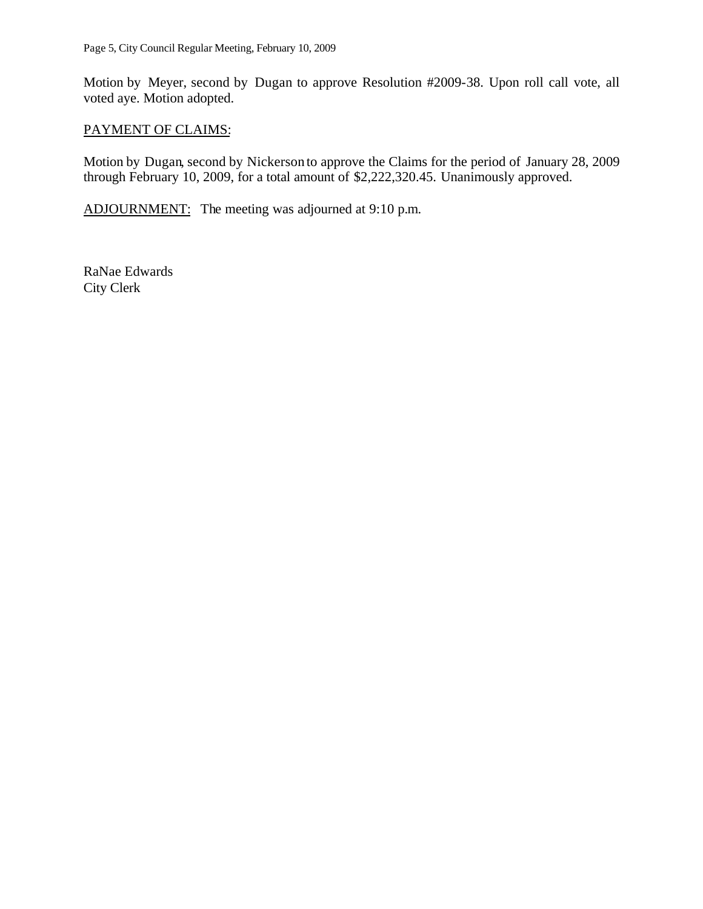Motion by Meyer, second by Dugan to approve Resolution #2009-38. Upon roll call vote, all voted aye. Motion adopted.

PAYMENT OF CLAIMS:

Motion by Dugan, second by Nickerson to approve the Claims for the period of January 28, 2009 through February 10, 2009, for a total amount of $2,222,320.45. Unanimously approved.

ADJOURNMENT: The meeting was adjourned at 9:10 p.m.

RaNae Edwards
City Clerk